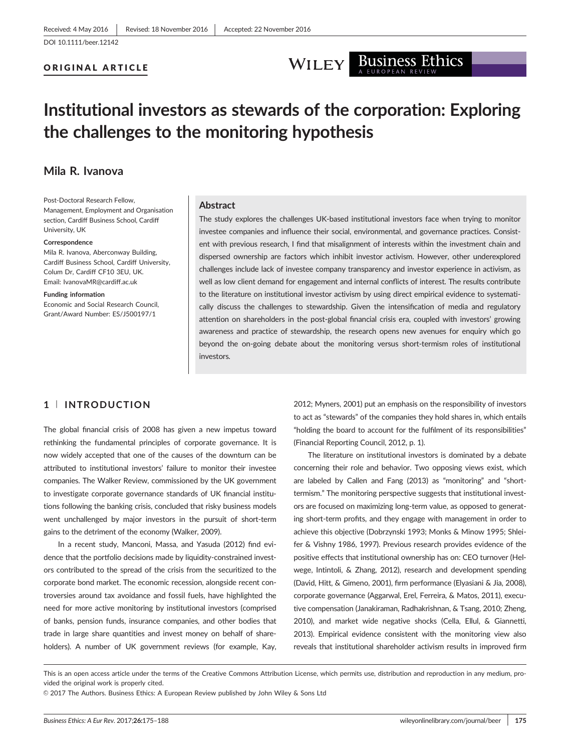Received: 4 May 2016 | Revised: 18 November 2016 | Accepted: 22 November 2016

DOI 10.1111/beer.12142

ORIGINAL ARTICLE

# Institutional investors as stewards of the corporation: Exploring the challenges to the monitoring hypothesis

**Mila R. Ivanova**

Post-Doctoral Research Fellow, Management, Employment and Organisation section, Cardiff Business School, Cardiff University, UK

**Correspondence**
Mila R. Ivanova, Aberconway Building, Cardiff Business School, Cardiff University, Colum Dr, Cardiff CF10 3EU, UK.
Email: IvanovaMR@cardiff.ac.uk

**Funding information**
Economic and Social Research Council, Grant/Award Number: ES/J500197/1

## Abstract

The study explores the challenges UK-based institutional investors face when trying to monitor investee companies and influence their social, environmental, and governance practices. Consistent with previous research, I find that misalignment of interests within the investment chain and dispersed ownership are factors which inhibit investor activism. However, other underexplored challenges include lack of investee company transparency and investor experience in activism, as well as low client demand for engagement and internal conflicts of interest. The results contribute to the literature on institutional investor activism by using direct empirical evidence to systematically discuss the challenges to stewardship. Given the intensification of media and regulatory attention on shareholders in the post-global financial crisis era, coupled with investors' growing awareness and practice of stewardship, the research opens new avenues for enquiry which go beyond the on-going debate about the monitoring versus short-termism roles of institutional investors.

## 1 | INTRODUCTION

The global financial crisis of 2008 has given a new impetus toward rethinking the fundamental principles of corporate governance. It is now widely accepted that one of the causes of the downturn can be attributed to institutional investors' failure to monitor their investee companies. The Walker Review, commissioned by the UK government to investigate corporate governance standards of UK financial institutions following the banking crisis, concluded that risky business models went unchallenged by major investors in the pursuit of short-term gains to the detriment of the economy (Walker, 2009).

In a recent study, Manconi, Massa, and Yasuda (2012) find evidence that the portfolio decisions made by liquidity-constrained investors contributed to the spread of the crisis from the securitized to the corporate bond market. The economic recession, alongside recent controversies around tax avoidance and fossil fuels, have highlighted the need for more active monitoring by institutional investors (comprised of banks, pension funds, insurance companies, and other bodies that trade in large share quantities and invest money on behalf of shareholders). A number of UK government reviews (for example, Kay, 2012; Myners, 2001) put an emphasis on the responsibility of investors to act as "stewards" of the companies they hold shares in, which entails "holding the board to account for the fulfilment of its responsibilities" (Financial Reporting Council, 2012, p. 1).

The literature on institutional investors is dominated by a debate concerning their role and behavior. Two opposing views exist, which are labeled by Callen and Fang (2013) as "monitoring" and "short-termism." The monitoring perspective suggests that institutional investors are focused on maximizing long-term value, as opposed to generating short-term profits, and they engage with management in order to achieve this objective (Dobrzynski 1993; Monks & Minow 1995; Shleifer & Vishny 1986, 1997). Previous research provides evidence of the positive effects that institutional ownership has on: CEO turnover (Helwege, Intintoli, & Zhang, 2012), research and development spending (David, Hitt, & Gimeno, 2001), firm performance (Elyasiani & Jia, 2008), corporate governance (Aggarwal, Erel, Ferreira, & Matos, 2011), executive compensation (Janakiraman, Radhakrishnan, & Tsang, 2010; Zheng, 2010), and market wide negative shocks (Cella, Ellul, & Giannetti, 2013). Empirical evidence consistent with the monitoring view also reveals that institutional shareholder activism results in improved firm

This is an open access article under the terms of the Creative Commons Attribution License, which permits use, distribution and reproduction in any medium, provided the original work is properly cited.

© 2017 The Authors. Business Ethics: A European Review published by John Wiley & Sons Ltd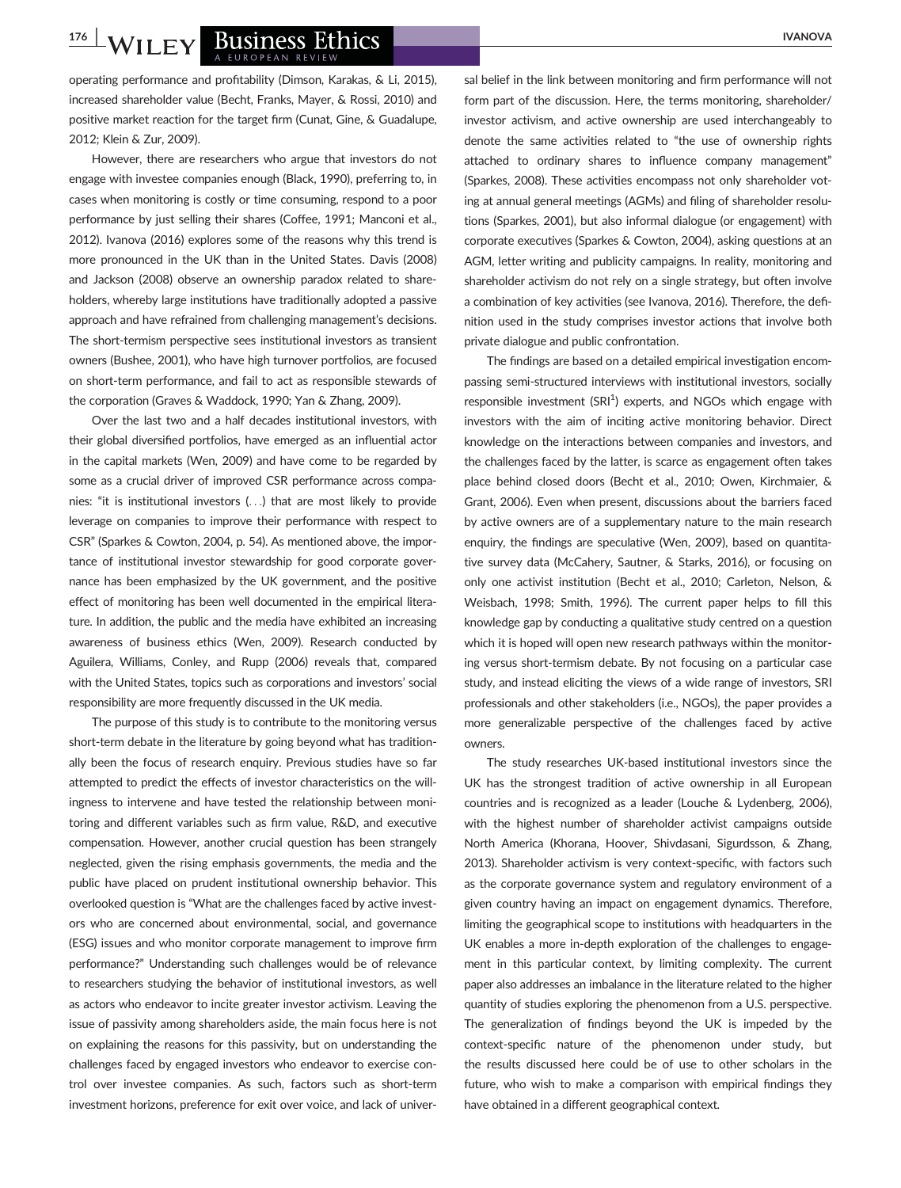operating performance and profitability (Dimson, Karakas, & Li, 2015), increased shareholder value (Becht, Franks, Mayer, & Rossi, 2010) and positive market reaction for the target firm (Cunat, Gine, & Guadalupe, 2012; Klein & Zur, 2009).

However, there are researchers who argue that investors do not engage with investee companies enough (Black, 1990), preferring to, in cases when monitoring is costly or time consuming, respond to a poor performance by just selling their shares (Coffee, 1991; Manconi et al., 2012). Ivanova (2016) explores some of the reasons why this trend is more pronounced in the UK than in the United States. Davis (2008) and Jackson (2008) observe an ownership paradox related to shareholders, whereby large institutions have traditionally adopted a passive approach and have refrained from challenging management's decisions. The short-termism perspective sees institutional investors as transient owners (Bushee, 2001), who have high turnover portfolios, are focused on short-term performance, and fail to act as responsible stewards of the corporation (Graves & Waddock, 1990; Yan & Zhang, 2009).

Over the last two and a half decades institutional investors, with their global diversified portfolios, have emerged as an influential actor in the capital markets (Wen, 2009) and have come to be regarded by some as a crucial driver of improved CSR performance across companies: "it is institutional investors (. . .) that are most likely to provide leverage on companies to improve their performance with respect to CSR" (Sparkes & Cowton, 2004, p. 54). As mentioned above, the importance of institutional investor stewardship for good corporate governance has been emphasized by the UK government, and the positive effect of monitoring has been well documented in the empirical literature. In addition, the public and the media have exhibited an increasing awareness of business ethics (Wen, 2009). Research conducted by Aguilera, Williams, Conley, and Rupp (2006) reveals that, compared with the United States, topics such as corporations and investors' social responsibility are more frequently discussed in the UK media.

The purpose of this study is to contribute to the monitoring versus short-term debate in the literature by going beyond what has traditionally been the focus of research enquiry. Previous studies have so far attempted to predict the effects of investor characteristics on the willingness to intervene and have tested the relationship between monitoring and different variables such as firm value, R&D, and executive compensation. However, another crucial question has been strangely neglected, given the rising emphasis governments, the media and the public have placed on prudent institutional ownership behavior. This overlooked question is "What are the challenges faced by active investors who are concerned about environmental, social, and governance (ESG) issues and who monitor corporate management to improve firm performance?" Understanding such challenges would be of relevance to researchers studying the behavior of institutional investors, as well as actors who endeavor to incite greater investor activism. Leaving the issue of passivity among shareholders aside, the main focus here is not on explaining the reasons for this passivity, but on understanding the challenges faced by engaged investors who endeavor to exercise control over investee companies. As such, factors such as short-term investment horizons, preference for exit over voice, and lack of universal belief in the link between monitoring and firm performance will not form part of the discussion. Here, the terms monitoring, shareholder/investor activism, and active ownership are used interchangeably to denote the same activities related to "the use of ownership rights attached to ordinary shares to influence company management" (Sparkes, 2008). These activities encompass not only shareholder voting at annual general meetings (AGMs) and filing of shareholder resolutions (Sparkes, 2001), but also informal dialogue (or engagement) with corporate executives (Sparkes & Cowton, 2004), asking questions at an AGM, letter writing and publicity campaigns. In reality, monitoring and shareholder activism do not rely on a single strategy, but often involve a combination of key activities (see Ivanova, 2016). Therefore, the definition used in the study comprises investor actions that involve both private dialogue and public confrontation.

The findings are based on a detailed empirical investigation encompassing semi-structured interviews with institutional investors, socially responsible investment (SRI[1]) experts, and NGOs which engage with investors with the aim of inciting active monitoring behavior. Direct knowledge on the interactions between companies and investors, and the challenges faced by the latter, is scarce as engagement often takes place behind closed doors (Becht et al., 2010; Owen, Kirchmaier, & Grant, 2006). Even when present, discussions about the barriers faced by active owners are of a supplementary nature to the main research enquiry, the findings are speculative (Wen, 2009), based on quantitative survey data (McCahery, Sautner, & Starks, 2016), or focusing on only one activist institution (Becht et al., 2010; Carleton, Nelson, & Weisbach, 1998; Smith, 1996). The current paper helps to fill this knowledge gap by conducting a qualitative study centred on a question which it is hoped will open new research pathways within the monitoring versus short-termism debate. By not focusing on a particular case study, and instead eliciting the views of a wide range of investors, SRI professionals and other stakeholders (i.e., NGOs), the paper provides a more generalizable perspective of the challenges faced by active owners.

The study researches UK-based institutional investors since the UK has the strongest tradition of active ownership in all European countries and is recognized as a leader (Louche & Lydenberg, 2006), with the highest number of shareholder activist campaigns outside North America (Khorana, Hoover, Shivdasani, Sigurdsson, & Zhang, 2013). Shareholder activism is very context-specific, with factors such as the corporate governance system and regulatory environment of a given country having an impact on engagement dynamics. Therefore, limiting the geographical scope to institutions with headquarters in the UK enables a more in-depth exploration of the challenges to engagement in this particular context, by limiting complexity. The current paper also addresses an imbalance in the literature related to the higher quantity of studies exploring the phenomenon from a U.S. perspective. The generalization of findings beyond the UK is impeded by the context-specific nature of the phenomenon under study, but the results discussed here could be of use to other scholars in the future, who wish to make a comparison with empirical findings they have obtained in a different geographical context.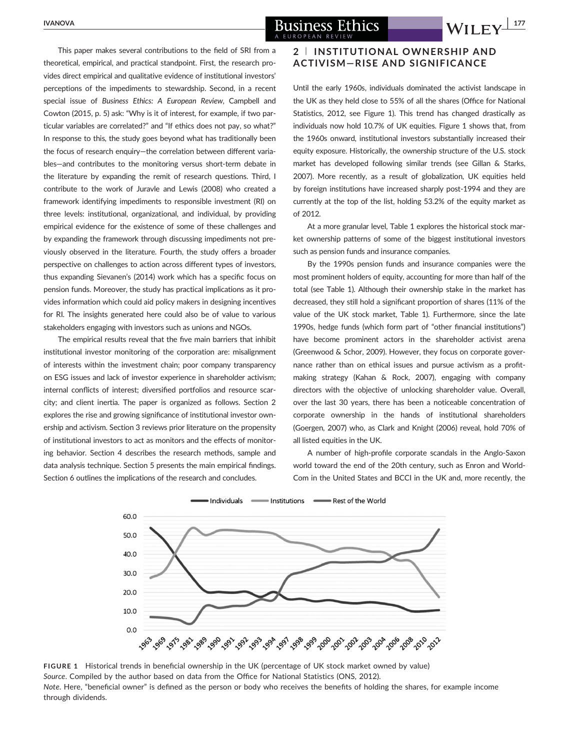This paper makes several contributions to the field of SRI from a theoretical, empirical, and practical standpoint. First, the research provides direct empirical and qualitative evidence of institutional investors' perceptions of the impediments to stewardship. Second, in a recent special issue of *Business Ethics: A European Review*, Campbell and Cowton (2015, p. 5) ask: "Why is it of interest, for example, if two particular variables are correlated?" and "If ethics does not pay, so what?" In response to this, the study goes beyond what has traditionally been the focus of research enquiry—the correlation between different variables—and contributes to the monitoring versus short-term debate in the literature by expanding the remit of research questions. Third, I contribute to the work of Juravle and Lewis (2008) who created a framework identifying impediments to responsible investment (RI) on three levels: institutional, organizational, and individual, by providing empirical evidence for the existence of some of these challenges and by expanding the framework through discussing impediments not previously observed in the literature. Fourth, the study offers a broader perspective on challenges to action across different types of investors, thus expanding Sievanen's (2014) work which has a specific focus on pension funds. Moreover, the study has practical implications as it provides information which could aid policy makers in designing incentives for RI. The insights generated here could also be of value to various stakeholders engaging with investors such as unions and NGOs.

The empirical results reveal that the five main barriers that inhibit institutional investor monitoring of the corporation are: misalignment of interests within the investment chain; poor company transparency on ESG issues and lack of investor experience in shareholder activism; internal conflicts of interest; diversified portfolios and resource scarcity; and client inertia. The paper is organized as follows. Section 2 explores the rise and growing significance of institutional investor ownership and activism. Section 3 reviews prior literature on the propensity of institutional investors to act as monitors and the effects of monitoring behavior. Section 4 describes the research methods, sample and data analysis technique. Section 5 presents the main empirical findings. Section 6 outlines the implications of the research and concludes.

## 2 | INSTITUTIONAL OWNERSHIP AND ACTIVISM—RISE AND SIGNIFICANCE

Until the early 1960s, individuals dominated the activist landscape in the UK as they held close to 55% of all the shares (Office for National Statistics, 2012, see Figure 1). This trend has changed drastically as individuals now hold 10.7% of UK equities. Figure 1 shows that, from the 1960s onward, institutional investors substantially increased their equity exposure. Historically, the ownership structure of the U.S. stock market has developed following similar trends (see Gillan & Starks, 2007). More recently, as a result of globalization, UK equities held by foreign institutions have increased sharply post-1994 and they are currently at the top of the list, holding 53.2% of the equity market as of 2012.

At a more granular level, Table 1 explores the historical stock market ownership patterns of some of the biggest institutional investors such as pension funds and insurance companies.

By the 1990s pension funds and insurance companies were the most prominent holders of equity, accounting for more than half of the total (see Table 1). Although their ownership stake in the market has decreased, they still hold a significant proportion of shares (11% of the value of the UK stock market, Table 1). Furthermore, since the late 1990s, hedge funds (which form part of "other financial institutions") have become prominent actors in the shareholder activist arena (Greenwood & Schor, 2009). However, they focus on corporate governance rather than on ethical issues and pursue activism as a profit-making strategy (Kahan & Rock, 2007), engaging with company directors with the objective of unlocking shareholder value. Overall, over the last 30 years, there has been a noticeable concentration of corporate ownership in the hands of institutional shareholders (Goergen, 2007) who, as Clark and Knight (2006) reveal, hold 70% of all listed equities in the UK.

A number of high-profile corporate scandals in the Anglo-Saxon world toward the end of the 20th century, such as Enron and WorldCom in the United States and BCCI in the UK and, more recently, the

**FIGURE 1** Historical trends in beneficial ownership in the UK (percentage of UK stock market owned by value)
*Source*. Compiled by the author based on data from the Office for National Statistics (ONS, 2012).
*Note*. Here, "beneficial owner" is defined as the person or body who receives the benefits of holding the shares, for example income through dividends.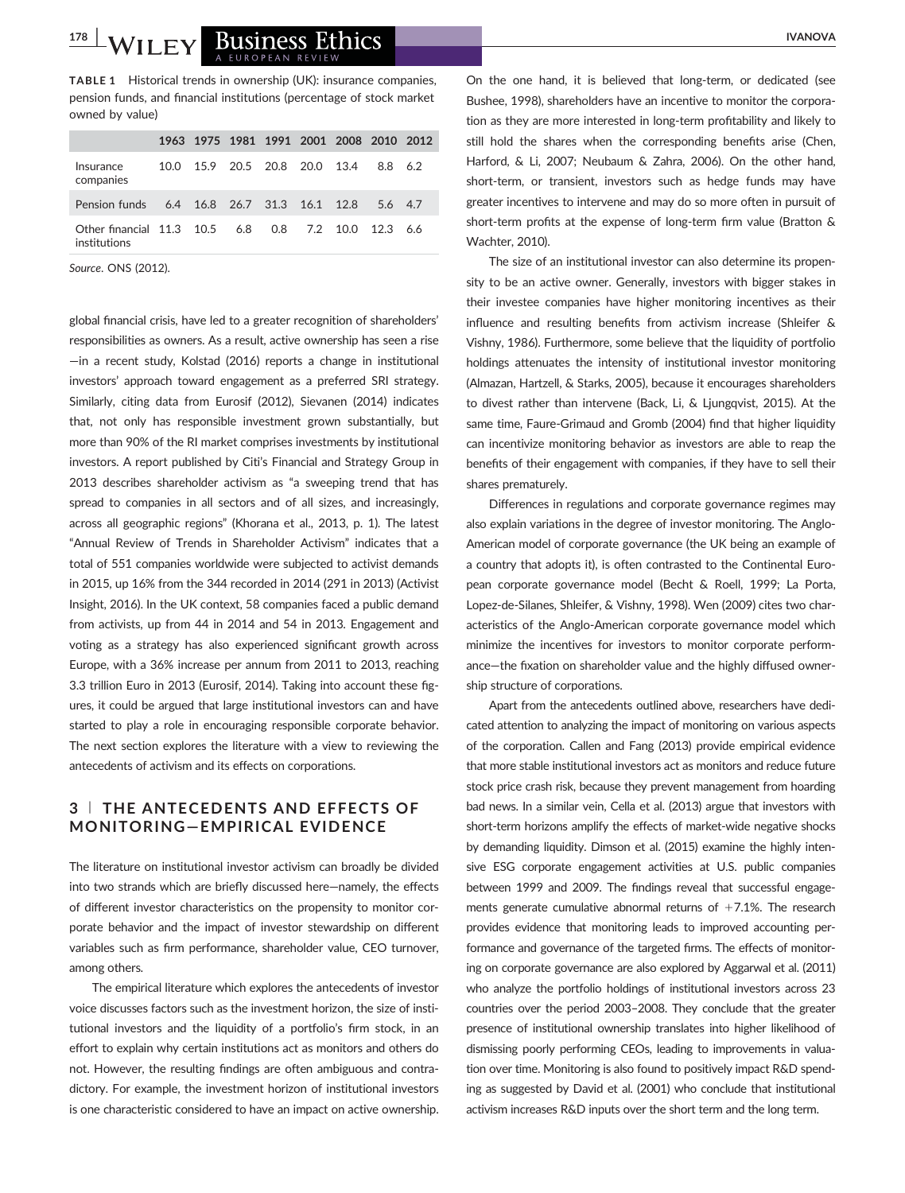**TABLE 1** Historical trends in ownership (UK): insurance companies, pension funds, and financial institutions (percentage of stock market owned by value)

| | 1963 | 1975 | 1981 | 1991 | 2001 | 2008 | 2010 | 2012 |
|---|---|---|---|---|---|---|---|---|
| Insurance companies | 10.0 | 15.9 | 20.5 | 20.8 | 20.0 | 13.4 | 8.8 | 6.2 |
| Pension funds | 6.4 | 16.8 | 26.7 | 31.3 | 16.1 | 12.8 | 5.6 | 4.7 |
| Other financial institutions | 11.3 | 10.5 | 6.8 | 0.8 | 7.2 | 10.0 | 12.3 | 6.6 |

*Source*. ONS (2012).

global financial crisis, have led to a greater recognition of shareholders' responsibilities as owners. As a result, active ownership has seen a rise—in a recent study, Kolstad (2016) reports a change in institutional investors' approach toward engagement as a preferred SRI strategy. Similarly, citing data from Eurosif (2012), Sievanen (2014) indicates that, not only has responsible investment grown substantially, but more than 90% of the RI market comprises investments by institutional investors. A report published by Citi's Financial and Strategy Group in 2013 describes shareholder activism as "a sweeping trend that has spread to companies in all sectors and of all sizes, and increasingly, across all geographic regions" (Khorana et al., 2013, p. 1). The latest "Annual Review of Trends in Shareholder Activism" indicates that a total of 551 companies worldwide were subjected to activist demands in 2015, up 16% from the 344 recorded in 2014 (291 in 2013) (Activist Insight, 2016). In the UK context, 58 companies faced a public demand from activists, up from 44 in 2014 and 54 in 2013. Engagement and voting as a strategy has also experienced significant growth across Europe, with a 36% increase per annum from 2011 to 2013, reaching 3.3 trillion Euro in 2013 (Eurosif, 2014). Taking into account these figures, it could be argued that large institutional investors can and have started to play a role in encouraging responsible corporate behavior. The next section explores the literature with a view to reviewing the antecedents of activism and its effects on corporations.

## 3 | THE ANTECEDENTS AND EFFECTS OF MONITORING—EMPIRICAL EVIDENCE

The literature on institutional investor activism can broadly be divided into two strands which are briefly discussed here—namely, the effects of different investor characteristics on the propensity to monitor corporate behavior and the impact of investor stewardship on different variables such as firm performance, shareholder value, CEO turnover, among others.

The empirical literature which explores the antecedents of investor voice discusses factors such as the investment horizon, the size of institutional investors and the liquidity of a portfolio's firm stock, in an effort to explain why certain institutions act as monitors and others do not. However, the resulting findings are often ambiguous and contradictory. For example, the investment horizon of institutional investors is one characteristic considered to have an impact on active ownership. On the one hand, it is believed that long-term, or dedicated (see Bushee, 1998), shareholders have an incentive to monitor the corporation as they are more interested in long-term profitability and likely to still hold the shares when the corresponding benefits arise (Chen, Harford, & Li, 2007; Neubaum & Zahra, 2006). On the other hand, short-term, or transient, investors such as hedge funds may have greater incentives to intervene and may do so more often in pursuit of short-term profits at the expense of long-term firm value (Bratton & Wachter, 2010).

The size of an institutional investor can also determine its propensity to be an active owner. Generally, investors with bigger stakes in their investee companies have higher monitoring incentives as their influence and resulting benefits from activism increase (Shleifer & Vishny, 1986). Furthermore, some believe that the liquidity of portfolio holdings attenuates the intensity of institutional investor monitoring (Almazan, Hartzell, & Starks, 2005), because it encourages shareholders to divest rather than intervene (Back, Li, & Ljungqvist, 2015). At the same time, Faure-Grimaud and Gromb (2004) find that higher liquidity can incentivize monitoring behavior as investors are able to reap the benefits of their engagement with companies, if they have to sell their shares prematurely.

Differences in regulations and corporate governance regimes may also explain variations in the degree of investor monitoring. The Anglo-American model of corporate governance (the UK being an example of a country that adopts it), is often contrasted to the Continental European corporate governance model (Becht & Roell, 1999; La Porta, Lopez-de-Silanes, Shleifer, & Vishny, 1998). Wen (2009) cites two characteristics of the Anglo-American corporate governance model which minimize the incentives for investors to monitor corporate performance—the fixation on shareholder value and the highly diffused ownership structure of corporations.

Apart from the antecedents outlined above, researchers have dedicated attention to analyzing the impact of monitoring on various aspects of the corporation. Callen and Fang (2013) provide empirical evidence that more stable institutional investors act as monitors and reduce future stock price crash risk, because they prevent management from hoarding bad news. In a similar vein, Cella et al. (2013) argue that investors with short-term horizons amplify the effects of market-wide negative shocks by demanding liquidity. Dimson et al. (2015) examine the highly intensive ESG corporate engagement activities at U.S. public companies between 1999 and 2009. The findings reveal that successful engagements generate cumulative abnormal returns of +7.1%. The research provides evidence that monitoring leads to improved accounting performance and governance of the targeted firms. The effects of monitoring on corporate governance are also explored by Aggarwal et al. (2011) who analyze the portfolio holdings of institutional investors across 23 countries over the period 2003–2008. They conclude that the greater presence of institutional ownership translates into higher likelihood of dismissing poorly performing CEOs, leading to improvements in valuation over time. Monitoring is also found to positively impact R&D spending as suggested by David et al. (2001) who conclude that institutional activism increases R&D inputs over the short term and the long term.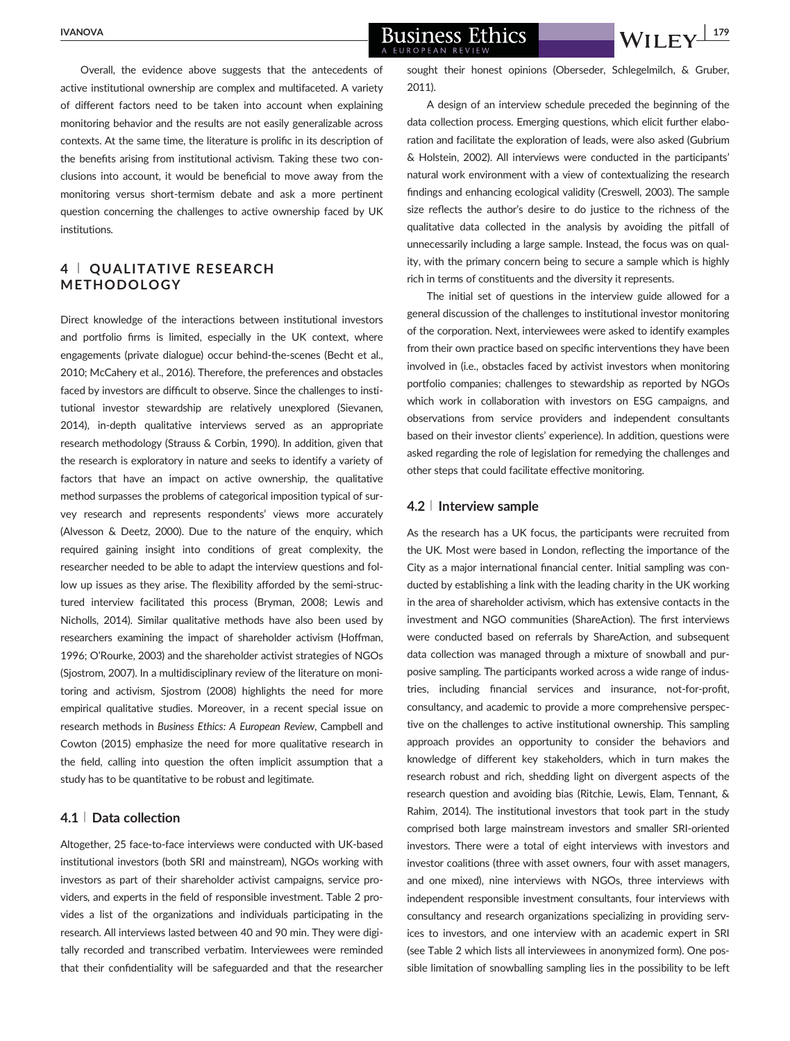Overall, the evidence above suggests that the antecedents of active institutional ownership are complex and multifaceted. A variety of different factors need to be taken into account when explaining monitoring behavior and the results are not easily generalizable across contexts. At the same time, the literature is prolific in its description of the benefits arising from institutional activism. Taking these two conclusions into account, it would be beneficial to move away from the monitoring versus short-termism debate and ask a more pertinent question concerning the challenges to active ownership faced by UK institutions.

## 4 | QUALITATIVE RESEARCH METHODOLOGY

Direct knowledge of the interactions between institutional investors and portfolio firms is limited, especially in the UK context, where engagements (private dialogue) occur behind-the-scenes (Becht et al., 2010; McCahery et al., 2016). Therefore, the preferences and obstacles faced by investors are difficult to observe. Since the challenges to institutional investor stewardship are relatively unexplored (Sievanen, 2014), in-depth qualitative interviews served as an appropriate research methodology (Strauss & Corbin, 1990). In addition, given that the research is exploratory in nature and seeks to identify a variety of factors that have an impact on active ownership, the qualitative method surpasses the problems of categorical imposition typical of survey research and represents respondents' views more accurately (Alvesson & Deetz, 2000). Due to the nature of the enquiry, which required gaining insight into conditions of great complexity, the researcher needed to be able to adapt the interview questions and follow up issues as they arise. The flexibility afforded by the semi-structured interview facilitated this process (Bryman, 2008; Lewis and Nicholls, 2014). Similar qualitative methods have also been used by researchers examining the impact of shareholder activism (Hoffman, 1996; O'Rourke, 2003) and the shareholder activist strategies of NGOs (Sjostrom, 2007). In a multidisciplinary review of the literature on monitoring and activism, Sjostrom (2008) highlights the need for more empirical qualitative studies. Moreover, in a recent special issue on research methods in *Business Ethics: A European Review*, Campbell and Cowton (2015) emphasize the need for more qualitative research in the field, calling into question the often implicit assumption that a study has to be quantitative to be robust and legitimate.

### 4.1 | Data collection

Altogether, 25 face-to-face interviews were conducted with UK-based institutional investors (both SRI and mainstream), NGOs working with investors as part of their shareholder activist campaigns, service providers, and experts in the field of responsible investment. Table 2 provides a list of the organizations and individuals participating in the research. All interviews lasted between 40 and 90 min. They were digitally recorded and transcribed verbatim. Interviewees were reminded that their confidentiality will be safeguarded and that the researcher sought their honest opinions (Oberseder, Schlegelmilch, & Gruber, 2011).

A design of an interview schedule preceded the beginning of the data collection process. Emerging questions, which elicit further elaboration and facilitate the exploration of leads, were also asked (Gubrium & Holstein, 2002). All interviews were conducted in the participants' natural work environment with a view of contextualizing the research findings and enhancing ecological validity (Creswell, 2003). The sample size reflects the author's desire to do justice to the richness of the qualitative data collected in the analysis by avoiding the pitfall of unnecessarily including a large sample. Instead, the focus was on quality, with the primary concern being to secure a sample which is highly rich in terms of constituents and the diversity it represents.

The initial set of questions in the interview guide allowed for a general discussion of the challenges to institutional investor monitoring of the corporation. Next, interviewees were asked to identify examples from their own practice based on specific interventions they have been involved in (i.e., obstacles faced by activist investors when monitoring portfolio companies; challenges to stewardship as reported by NGOs which work in collaboration with investors on ESG campaigns, and observations from service providers and independent consultants based on their investor clients' experience). In addition, questions were asked regarding the role of legislation for remedying the challenges and other steps that could facilitate effective monitoring.

### 4.2 | Interview sample

As the research has a UK focus, the participants were recruited from the UK. Most were based in London, reflecting the importance of the City as a major international financial center. Initial sampling was conducted by establishing a link with the leading charity in the UK working in the area of shareholder activism, which has extensive contacts in the investment and NGO communities (ShareAction). The first interviews were conducted based on referrals by ShareAction, and subsequent data collection was managed through a mixture of snowball and purposive sampling. The participants worked across a wide range of industries, including financial services and insurance, not-for-profit, consultancy, and academic to provide a more comprehensive perspective on the challenges to active institutional ownership. This sampling approach provides an opportunity to consider the behaviors and knowledge of different key stakeholders, which in turn makes the research robust and rich, shedding light on divergent aspects of the research question and avoiding bias (Ritchie, Lewis, Elam, Tennant, & Rahim, 2014). The institutional investors that took part in the study comprised both large mainstream investors and smaller SRI-oriented investors. There were a total of eight interviews with investors and investor coalitions (three with asset owners, four with asset managers, and one mixed), nine interviews with NGOs, three interviews with independent responsible investment consultants, four interviews with consultancy and research organizations specializing in providing services to investors, and one interview with an academic expert in SRI (see Table 2 which lists all interviewees in anonymized form). One possible limitation of snowballing sampling lies in the possibility to be left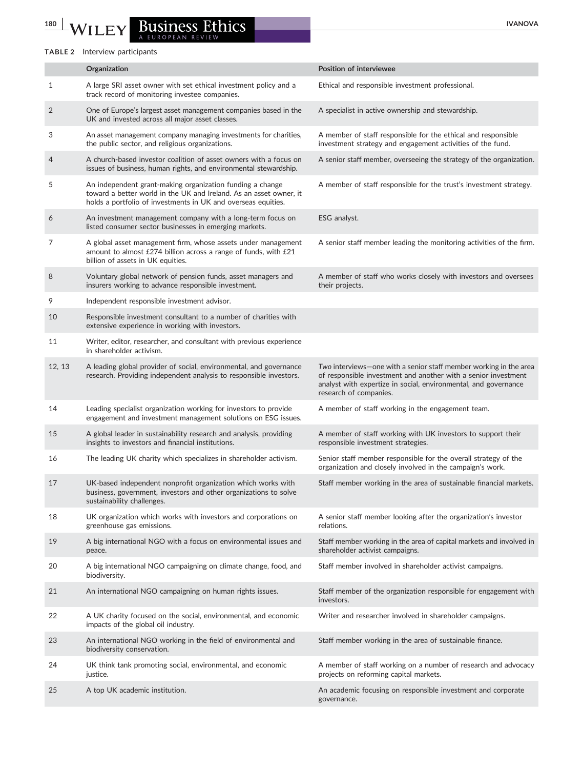**TABLE 2** Interview participants

| | Organization | Position of interviewee |
|---|---|---|
| 1 | A large SRI asset owner with set ethical investment policy and a track record of monitoring investee companies. | Ethical and responsible investment professional. |
| 2 | One of Europe's largest asset management companies based in the UK and invested across all major asset classes. | A specialist in active ownership and stewardship. |
| 3 | An asset management company managing investments for charities, the public sector, and religious organizations. | A member of staff responsible for the ethical and responsible investment strategy and engagement activities of the fund. |
| 4 | A church-based investor coalition of asset owners with a focus on issues of business, human rights, and environmental stewardship. | A senior staff member, overseeing the strategy of the organization. |
| 5 | An independent grant-making organization funding a change toward a better world in the UK and Ireland. As an asset owner, it holds a portfolio of investments in UK and overseas equities. | A member of staff responsible for the trust's investment strategy. |
| 6 | An investment management company with a long-term focus on listed consumer sector businesses in emerging markets. | ESG analyst. |
| 7 | A global asset management firm, whose assets under management amount to almost £274 billion across a range of funds, with £21 billion of assets in UK equities. | A senior staff member leading the monitoring activities of the firm. |
| 8 | Voluntary global network of pension funds, asset managers and insurers working to advance responsible investment. | A member of staff who works closely with investors and oversees their projects. |
| 9 | Independent responsible investment advisor. | |
| 10 | Responsible investment consultant to a number of charities with extensive experience in working with investors. | |
| 11 | Writer, editor, researcher, and consultant with previous experience in shareholder activism. | |
| 12, 13 | A leading global provider of social, environmental, and governance research. Providing independent analysis to responsible investors. | *Two* interviews—one with a senior staff member working in the area of responsible investment and another with a senior investment analyst with expertize in social, environmental, and governance research of companies. |
| 14 | Leading specialist organization working for investors to provide engagement and investment management solutions on ESG issues. | A member of staff working in the engagement team. |
| 15 | A global leader in sustainability research and analysis, providing insights to investors and financial institutions. | A member of staff working with UK investors to support their responsible investment strategies. |
| 16 | The leading UK charity which specializes in shareholder activism. | Senior staff member responsible for the overall strategy of the organization and closely involved in the campaign's work. |
| 17 | UK-based independent nonprofit organization which works with business, government, investors and other organizations to solve sustainability challenges. | Staff member working in the area of sustainable financial markets. |
| 18 | UK organization which works with investors and corporations on greenhouse gas emissions. | A senior staff member looking after the organization's investor relations. |
| 19 | A big international NGO with a focus on environmental issues and peace. | Staff member working in the area of capital markets and involved in shareholder activist campaigns. |
| 20 | A big international NGO campaigning on climate change, food, and biodiversity. | Staff member involved in shareholder activist campaigns. |
| 21 | An international NGO campaigning on human rights issues. | Staff member of the organization responsible for engagement with investors. |
| 22 | A UK charity focused on the social, environmental, and economic impacts of the global oil industry. | Writer and researcher involved in shareholder campaigns. |
| 23 | An international NGO working in the field of environmental and biodiversity conservation. | Staff member working in the area of sustainable finance. |
| 24 | UK think tank promoting social, environmental, and economic justice. | A member of staff working on a number of research and advocacy projects on reforming capital markets. |
| 25 | A top UK academic institution. | An academic focusing on responsible investment and corporate governance. |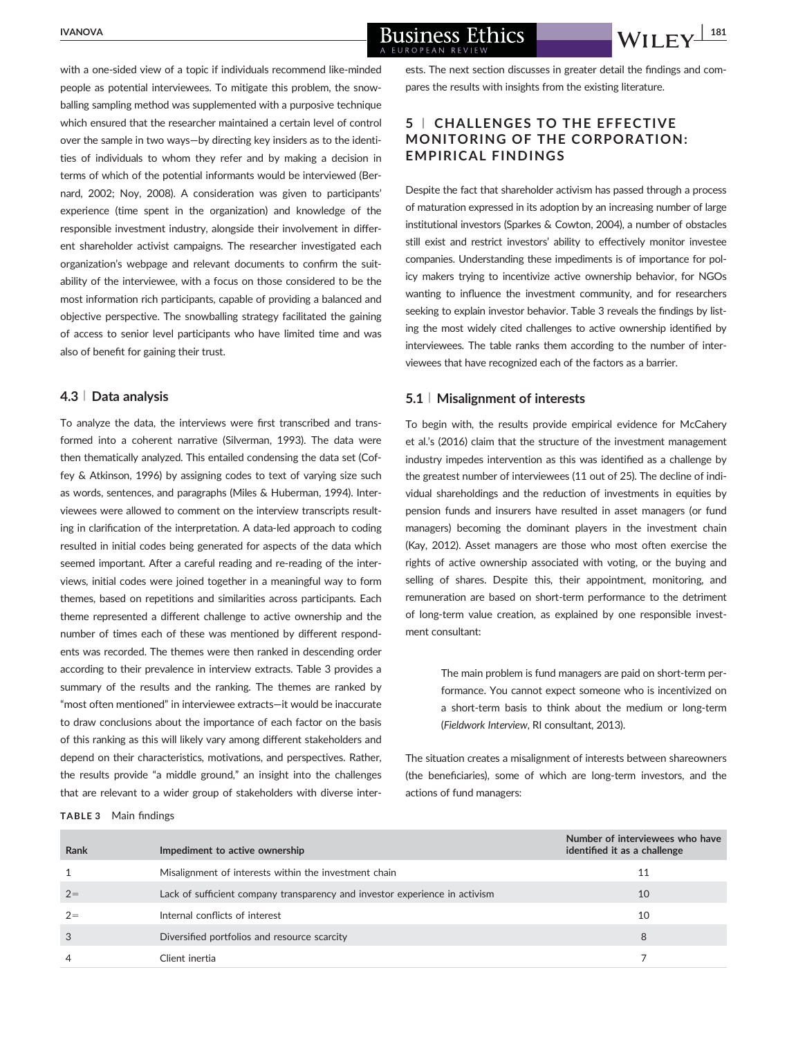with a one-sided view of a topic if individuals recommend like-minded people as potential interviewees. To mitigate this problem, the snowballing sampling method was supplemented with a purposive technique which ensured that the researcher maintained a certain level of control over the sample in two ways—by directing key insiders as to the identities of individuals to whom they refer and by making a decision in terms of which of the potential informants would be interviewed (Bernard, 2002; Noy, 2008). A consideration was given to participants' experience (time spent in the organization) and knowledge of the responsible investment industry, alongside their involvement in different shareholder activist campaigns. The researcher investigated each organization's webpage and relevant documents to confirm the suitability of the interviewee, with a focus on those considered to be the most information rich participants, capable of providing a balanced and objective perspective. The snowballing strategy facilitated the gaining of access to senior level participants who have limited time and was also of benefit for gaining their trust.

### 4.3 | Data analysis

To analyze the data, the interviews were first transcribed and transformed into a coherent narrative (Silverman, 1993). The data were then thematically analyzed. This entailed condensing the data set (Coffey & Atkinson, 1996) by assigning codes to text of varying size such as words, sentences, and paragraphs (Miles & Huberman, 1994). Interviewees were allowed to comment on the interview transcripts resulting in clarification of the interpretation. A data-led approach to coding resulted in initial codes being generated for aspects of the data which seemed important. After a careful reading and re-reading of the interviews, initial codes were joined together in a meaningful way to form themes, based on repetitions and similarities across participants. Each theme represented a different challenge to active ownership and the number of times each of these was mentioned by different respondents was recorded. The themes were then ranked in descending order according to their prevalence in interview extracts. Table 3 provides a summary of the results and the ranking. The themes are ranked by "most often mentioned" in interviewee extracts—it would be inaccurate to draw conclusions about the importance of each factor on the basis of this ranking as this will likely vary among different stakeholders and depend on their characteristics, motivations, and perspectives. Rather, the results provide "a middle ground," an insight into the challenges that are relevant to a wider group of stakeholders with diverse interests. The next section discusses in greater detail the findings and compares the results with insights from the existing literature.

## 5 | CHALLENGES TO THE EFFECTIVE MONITORING OF THE CORPORATION: EMPIRICAL FINDINGS

Despite the fact that shareholder activism has passed through a process of maturation expressed in its adoption by an increasing number of large institutional investors (Sparkes & Cowton, 2004), a number of obstacles still exist and restrict investors' ability to effectively monitor investee companies. Understanding these impediments is of importance for policy makers trying to incentivize active ownership behavior, for NGOs wanting to influence the investment community, and for researchers seeking to explain investor behavior. Table 3 reveals the findings by listing the most widely cited challenges to active ownership identified by interviewees. The table ranks them according to the number of interviewees that have recognized each of the factors as a barrier.

### 5.1 | Misalignment of interests

To begin with, the results provide empirical evidence for McCahery et al.'s (2016) claim that the structure of the investment management industry impedes intervention as this was identified as a challenge by the greatest number of interviewees (11 out of 25). The decline of individual shareholdings and the reduction of investments in equities by pension funds and insurers have resulted in asset managers (or fund managers) becoming the dominant players in the investment chain (Kay, 2012). Asset managers are those who most often exercise the rights of active ownership associated with voting, or the buying and selling of shares. Despite this, their appointment, monitoring, and remuneration are based on short-term performance to the detriment of long-term value creation, as explained by one responsible investment consultant:

> The main problem is fund managers are paid on short-term performance. You cannot expect someone who is incentivized on a short-term basis to think about the medium or long-term (*Fieldwork Interview*, RI consultant, 2013).

The situation creates a misalignment of interests between shareowners (the beneficiaries), some of which are long-term investors, and the actions of fund managers:

**TABLE 3** Main findings

| Rank | Impediment to active ownership | Number of interviewees who have identified it as a challenge |
|---|---|---|
| 1 | Misalignment of interests within the investment chain | 11 |
| 2= | Lack of sufficient company transparency and investor experience in activism | 10 |
| 2= | Internal conflicts of interest | 10 |
| 3 | Diversified portfolios and resource scarcity | 8 |
| 4 | Client inertia | 7 |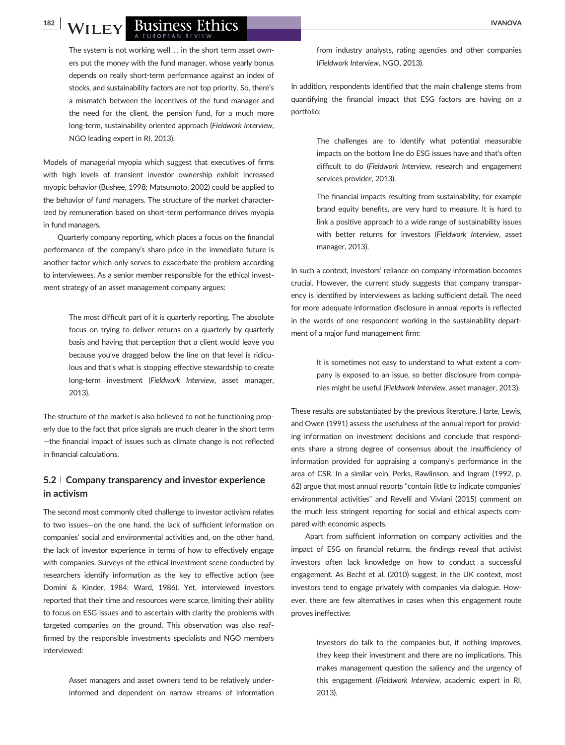> The system is not working well… in the short term asset owners put the money with the fund manager, whose yearly bonus depends on really short-term performance against an index of stocks, and sustainability factors are not top priority. So, there's a mismatch between the incentives of the fund manager and the need for the client, the pension fund, for a much more long-term, sustainability oriented approach (*Fieldwork Interview*, NGO leading expert in RI, 2013).

Models of managerial myopia which suggest that executives of firms with high levels of transient investor ownership exhibit increased myopic behavior (Bushee, 1998; Matsumoto, 2002) could be applied to the behavior of fund managers. The structure of the market characterized by remuneration based on short-term performance drives myopia in fund managers.

Quarterly company reporting, which places a focus on the financial performance of the company's share price in the immediate future is another factor which only serves to exacerbate the problem according to interviewees. As a senior member responsible for the ethical investment strategy of an asset management company argues:

> The most difficult part of it is quarterly reporting. The absolute focus on trying to deliver returns on a quarterly by quarterly basis and having that perception that a client would leave you because you've dragged below the line on that level is ridiculous and that's what is stopping effective stewardship to create long-term investment (*Fieldwork Interview*, asset manager, 2013).

The structure of the market is also believed to not be functioning properly due to the fact that price signals are much clearer in the short term—the financial impact of issues such as climate change is not reflected in financial calculations.

### 5.2 | Company transparency and investor experience in activism

The second most commonly cited challenge to investor activism relates to two issues—on the one hand, the lack of sufficient information on companies' social and environmental activities and, on the other hand, the lack of investor experience in terms of how to effectively engage with companies. Surveys of the ethical investment scene conducted by researchers identify information as the key to effective action (see Domini & Kinder, 1984; Ward, 1986). Yet, interviewed investors reported that their time and resources were scarce, limiting their ability to focus on ESG issues and to ascertain with clarity the problems with targeted companies on the ground. This observation was also reaffirmed by the responsible investments specialists and NGO members interviewed:

> Asset managers and asset owners tend to be relatively underinformed and dependent on narrow streams of information from industry analysts, rating agencies and other companies (*Fieldwork Interview*, NGO, 2013).

In addition, respondents identified that the main challenge stems from quantifying the financial impact that ESG factors are having on a portfolio:

> The challenges are to identify what potential measurable impacts on the bottom line do ESG issues have and that's often difficult to do (*Fieldwork Interview*, research and engagement services provider, 2013).
>
> The financial impacts resulting from sustainability, for example brand equity benefits, are very hard to measure. It is hard to link a positive approach to a wide range of sustainability issues with better returns for investors (*Fieldwork Interview*, asset manager, 2013).

In such a context, investors' reliance on company information becomes crucial. However, the current study suggests that company transparency is identified by interviewees as lacking sufficient detail. The need for more adequate information disclosure in annual reports is reflected in the words of one respondent working in the sustainability department of a major fund management firm:

> It is sometimes not easy to understand to what extent a company is exposed to an issue, so better disclosure from companies might be useful (*Fieldwork Interview*, asset manager, 2013).

These results are substantiated by the previous literature. Harte, Lewis, and Owen (1991) assess the usefulness of the annual report for providing information on investment decisions and conclude that respondents share a strong degree of consensus about the insufficiency of information provided for appraising a company's performance in the area of CSR. In a similar vein, Perks, Rawlinson, and Ingram (1992, p. 62) argue that most annual reports "contain little to indicate companies' environmental activities" and Revelli and Viviani (2015) comment on the much less stringent reporting for social and ethical aspects compared with economic aspects.

Apart from sufficient information on company activities and the impact of ESG on financial returns, the findings reveal that activist investors often lack knowledge on how to conduct a successful engagement. As Becht et al. (2010) suggest, in the UK context, most investors tend to engage privately with companies via dialogue. However, there are few alternatives in cases when this engagement route proves ineffective:

> Investors do talk to the companies but, if nothing improves, they keep their investment and there are no implications. This makes management question the saliency and the urgency of this engagement (*Fieldwork Interview*, academic expert in RI, 2013).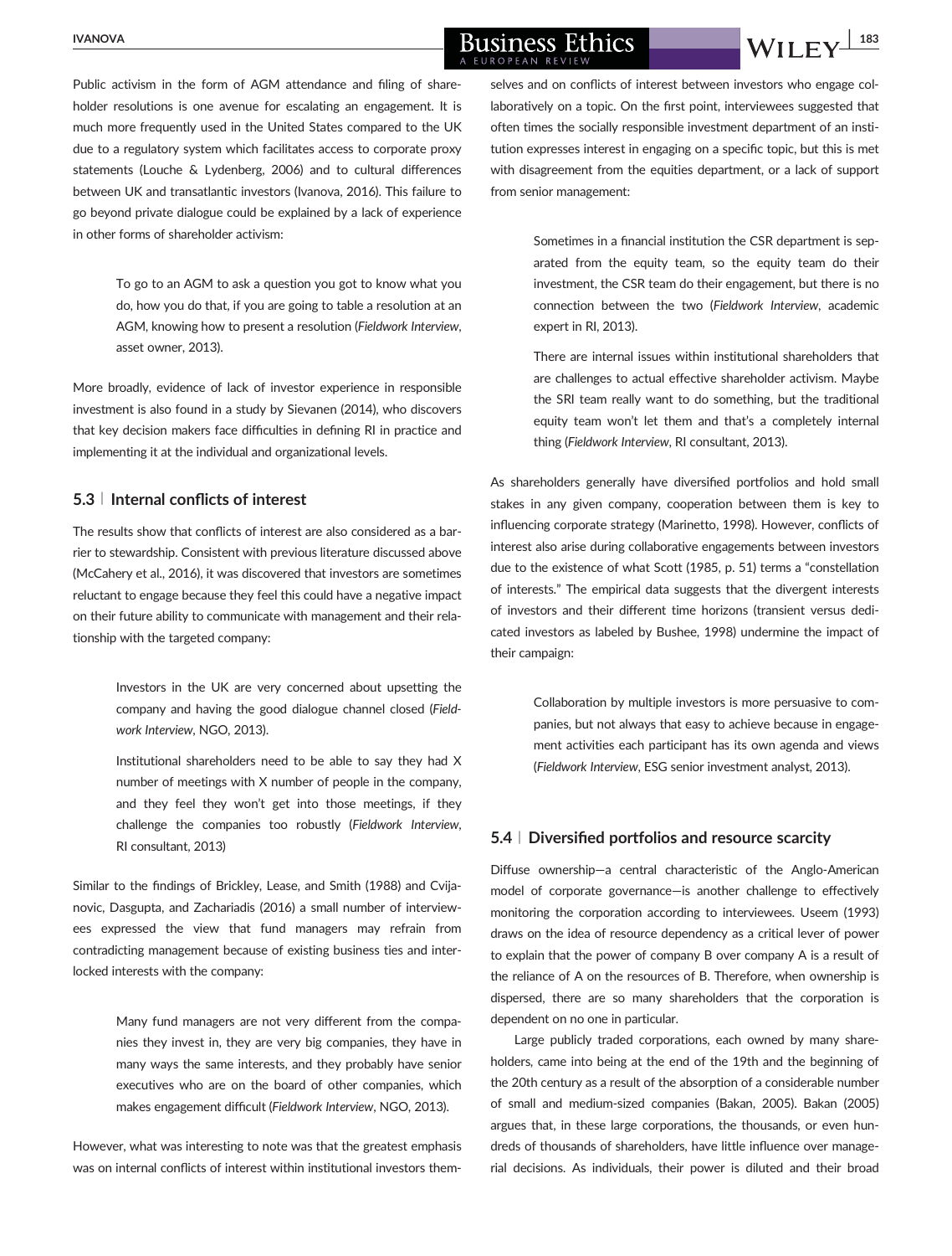Public activism in the form of AGM attendance and filing of shareholder resolutions is one avenue for escalating an engagement. It is much more frequently used in the United States compared to the UK due to a regulatory system which facilitates access to corporate proxy statements (Louche & Lydenberg, 2006) and to cultural differences between UK and transatlantic investors (Ivanova, 2016). This failure to go beyond private dialogue could be explained by a lack of experience in other forms of shareholder activism:

> To go to an AGM to ask a question you got to know what you do, how you do that, if you are going to table a resolution at an AGM, knowing how to present a resolution (*Fieldwork Interview*, asset owner, 2013).

More broadly, evidence of lack of investor experience in responsible investment is also found in a study by Sievanen (2014), who discovers that key decision makers face difficulties in defining RI in practice and implementing it at the individual and organizational levels.

### 5.3 | Internal conflicts of interest

The results show that conflicts of interest are also considered as a barrier to stewardship. Consistent with previous literature discussed above (McCahery et al., 2016), it was discovered that investors are sometimes reluctant to engage because they feel this could have a negative impact on their future ability to communicate with management and their relationship with the targeted company:

> Investors in the UK are very concerned about upsetting the company and having the good dialogue channel closed (*Fieldwork Interview*, NGO, 2013).
>
> Institutional shareholders need to be able to say they had X number of meetings with X number of people in the company, and they feel they won't get into those meetings, if they challenge the companies too robustly (*Fieldwork Interview*, RI consultant, 2013)

Similar to the findings of Brickley, Lease, and Smith (1988) and Cvijanovic, Dasgupta, and Zachariadis (2016) a small number of interviewees expressed the view that fund managers may refrain from contradicting management because of existing business ties and interlocked interests with the company:

> Many fund managers are not very different from the companies they invest in, they are very big companies, they have in many ways the same interests, and they probably have senior executives who are on the board of other companies, which makes engagement difficult (*Fieldwork Interview*, NGO, 2013).

However, what was interesting to note was that the greatest emphasis was on internal conflicts of interest within institutional investors themselves and on conflicts of interest between investors who engage collaboratively on a topic. On the first point, interviewees suggested that often times the socially responsible investment department of an institution expresses interest in engaging on a specific topic, but this is met with disagreement from the equities department, or a lack of support from senior management:

> Sometimes in a financial institution the CSR department is separated from the equity team, so the equity team do their investment, the CSR team do their engagement, but there is no connection between the two (*Fieldwork Interview*, academic expert in RI, 2013).
>
> There are internal issues within institutional shareholders that are challenges to actual effective shareholder activism. Maybe the SRI team really want to do something, but the traditional equity team won't let them and that's a completely internal thing (*Fieldwork Interview*, RI consultant, 2013).

As shareholders generally have diversified portfolios and hold small stakes in any given company, cooperation between them is key to influencing corporate strategy (Marinetto, 1998). However, conflicts of interest also arise during collaborative engagements between investors due to the existence of what Scott (1985, p. 51) terms a "constellation of interests." The empirical data suggests that the divergent interests of investors and their different time horizons (transient versus dedicated investors as labeled by Bushee, 1998) undermine the impact of their campaign:

> Collaboration by multiple investors is more persuasive to companies, but not always that easy to achieve because in engagement activities each participant has its own agenda and views (*Fieldwork Interview*, ESG senior investment analyst, 2013).

### 5.4 | Diversified portfolios and resource scarcity

Diffuse ownership—a central characteristic of the Anglo-American model of corporate governance—is another challenge to effectively monitoring the corporation according to interviewees. Useem (1993) draws on the idea of resource dependency as a critical lever of power to explain that the power of company B over company A is a result of the reliance of A on the resources of B. Therefore, when ownership is dispersed, there are so many shareholders that the corporation is dependent on no one in particular.

Large publicly traded corporations, each owned by many shareholders, came into being at the end of the 19th and the beginning of the 20th century as a result of the absorption of a considerable number of small and medium-sized companies (Bakan, 2005). Bakan (2005) argues that, in these large corporations, the thousands, or even hundreds of thousands of shareholders, have little influence over managerial decisions. As individuals, their power is diluted and their broad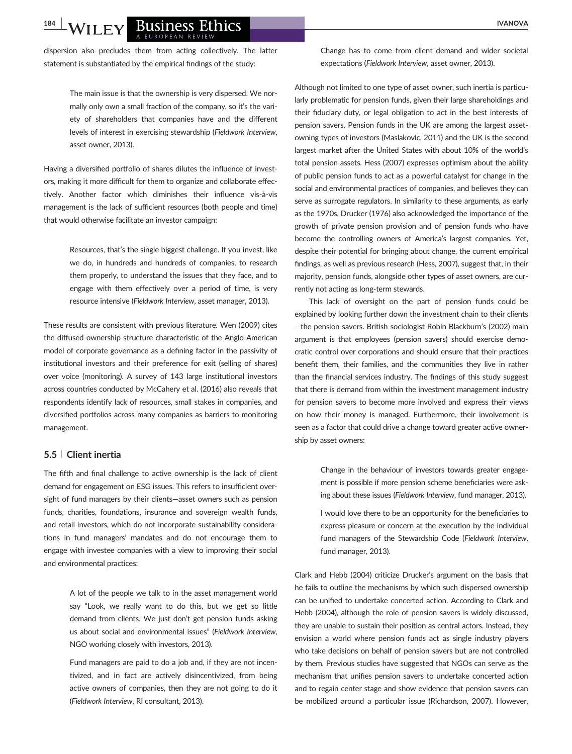dispersion also precludes them from acting collectively. The latter statement is substantiated by the empirical findings of the study:

> The main issue is that the ownership is very dispersed. We normally only own a small fraction of the company, so it's the variety of shareholders that companies have and the different levels of interest in exercising stewardship (*Fieldwork Interview*, asset owner, 2013).

Having a diversified portfolio of shares dilutes the influence of investors, making it more difficult for them to organize and collaborate effectively. Another factor which diminishes their influence vis-à-vis management is the lack of sufficient resources (both people and time) that would otherwise facilitate an investor campaign:

> Resources, that's the single biggest challenge. If you invest, like we do, in hundreds and hundreds of companies, to research them properly, to understand the issues that they face, and to engage with them effectively over a period of time, is very resource intensive (*Fieldwork Interview*, asset manager, 2013).

These results are consistent with previous literature. Wen (2009) cites the diffused ownership structure characteristic of the Anglo-American model of corporate governance as a defining factor in the passivity of institutional investors and their preference for exit (selling of shares) over voice (monitoring). A survey of 143 large institutional investors across countries conducted by McCahery et al. (2016) also reveals that respondents identify lack of resources, small stakes in companies, and diversified portfolios across many companies as barriers to monitoring management.

### 5.5 | Client inertia

The fifth and final challenge to active ownership is the lack of client demand for engagement on ESG issues. This refers to insufficient oversight of fund managers by their clients—asset owners such as pension funds, charities, foundations, insurance and sovereign wealth funds, and retail investors, which do not incorporate sustainability considerations in fund managers' mandates and do not encourage them to engage with investee companies with a view to improving their social and environmental practices:

> A lot of the people we talk to in the asset management world say "Look, we really want to do this, but we get so little demand from clients. We just don't get pension funds asking us about social and environmental issues" (*Fieldwork Interview*, NGO working closely with investors, 2013).

> Fund managers are paid to do a job and, if they are not incentivized, and in fact are actively disincentivized, from being active owners of companies, then they are not going to do it (*Fieldwork Interview*, RI consultant, 2013).

> Change has to come from client demand and wider societal expectations (*Fieldwork Interview*, asset owner, 2013).

Although not limited to one type of asset owner, such inertia is particularly problematic for pension funds, given their large shareholdings and their fiduciary duty, or legal obligation to act in the best interests of pension savers. Pension funds in the UK are among the largest asset-owning types of investors (Maslakovic, 2011) and the UK is the second largest market after the United States with about 10% of the world's total pension assets. Hess (2007) expresses optimism about the ability of public pension funds to act as a powerful catalyst for change in the social and environmental practices of companies, and believes they can serve as surrogate regulators. In similarity to these arguments, as early as the 1970s, Drucker (1976) also acknowledged the importance of the growth of private pension provision and of pension funds who have become the controlling owners of America's largest companies. Yet, despite their potential for bringing about change, the current empirical findings, as well as previous research (Hess, 2007), suggest that, in their majority, pension funds, alongside other types of asset owners, are currently not acting as long-term stewards.

This lack of oversight on the part of pension funds could be explained by looking further down the investment chain to their clients—the pension savers. British sociologist Robin Blackburn's (2002) main argument is that employees (pension savers) should exercise democratic control over corporations and should ensure that their practices benefit them, their families, and the communities they live in rather than the financial services industry. The findings of this study suggest that there is demand from within the investment management industry for pension savers to become more involved and express their views on how their money is managed. Furthermore, their involvement is seen as a factor that could drive a change toward greater active ownership by asset owners:

> Change in the behaviour of investors towards greater engagement is possible if more pension scheme beneficiaries were asking about these issues (*Fieldwork Interview*, fund manager, 2013).

> I would love there to be an opportunity for the beneficiaries to express pleasure or concern at the execution by the individual fund managers of the Stewardship Code (*Fieldwork Interview*, fund manager, 2013).

Clark and Hebb (2004) criticize Drucker's argument on the basis that he fails to outline the mechanisms by which such dispersed ownership can be unified to undertake concerted action. According to Clark and Hebb (2004), although the role of pension savers is widely discussed, they are unable to sustain their position as central actors. Instead, they envision a world where pension funds act as single industry players who take decisions on behalf of pension savers but are not controlled by them. Previous studies have suggested that NGOs can serve as the mechanism that unifies pension savers to undertake concerted action and to regain center stage and show evidence that pension savers can be mobilized around a particular issue (Richardson, 2007). However,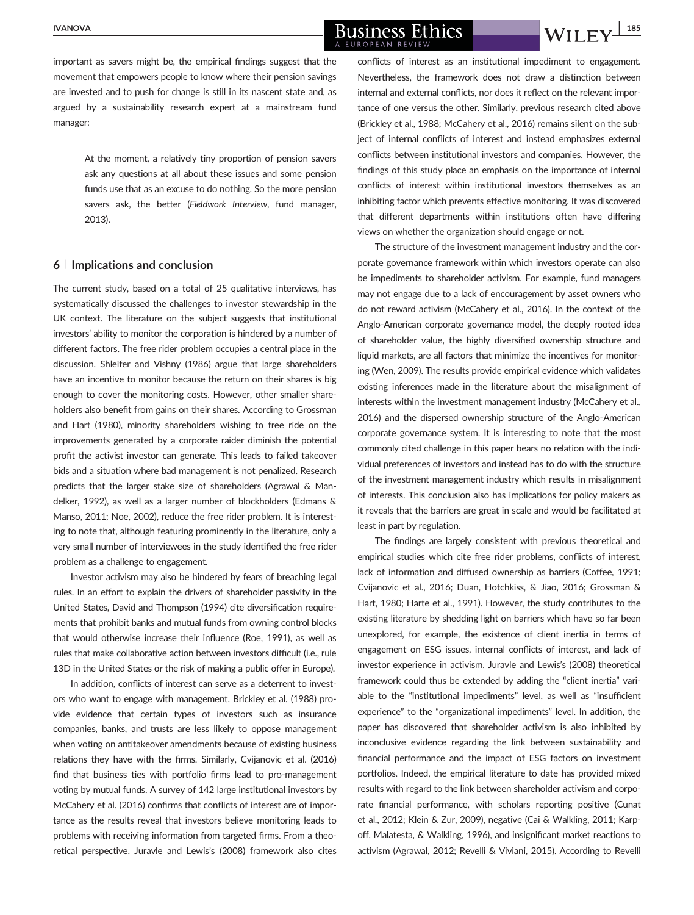important as savers might be, the empirical findings suggest that the movement that empowers people to know where their pension savings are invested and to push for change is still in its nascent state and, as argued by a sustainability research expert at a mainstream fund manager:

> At the moment, a relatively tiny proportion of pension savers ask any questions at all about these issues and some pension funds use that as an excuse to do nothing. So the more pension savers ask, the better (*Fieldwork Interview*, fund manager, 2013).

## 6 | Implications and conclusion

The current study, based on a total of 25 qualitative interviews, has systematically discussed the challenges to investor stewardship in the UK context. The literature on the subject suggests that institutional investors' ability to monitor the corporation is hindered by a number of different factors. The free rider problem occupies a central place in the discussion. Shleifer and Vishny (1986) argue that large shareholders have an incentive to monitor because the return on their shares is big enough to cover the monitoring costs. However, other smaller shareholders also benefit from gains on their shares. According to Grossman and Hart (1980), minority shareholders wishing to free ride on the improvements generated by a corporate raider diminish the potential profit the activist investor can generate. This leads to failed takeover bids and a situation where bad management is not penalized. Research predicts that the larger stake size of shareholders (Agrawal & Mandelker, 1992), as well as a larger number of blockholders (Edmans & Manso, 2011; Noe, 2002), reduce the free rider problem. It is interesting to note that, although featuring prominently in the literature, only a very small number of interviewees in the study identified the free rider problem as a challenge to engagement.

Investor activism may also be hindered by fears of breaching legal rules. In an effort to explain the drivers of shareholder passivity in the United States, David and Thompson (1994) cite diversification requirements that prohibit banks and mutual funds from owning control blocks that would otherwise increase their influence (Roe, 1991), as well as rules that make collaborative action between investors difficult (i.e., rule 13D in the United States or the risk of making a public offer in Europe).

In addition, conflicts of interest can serve as a deterrent to investors who want to engage with management. Brickley et al. (1988) provide evidence that certain types of investors such as insurance companies, banks, and trusts are less likely to oppose management when voting on antitakeover amendments because of existing business relations they have with the firms. Similarly, Cvijanovic et al. (2016) find that business ties with portfolio firms lead to pro-management voting by mutual funds. A survey of 142 large institutional investors by McCahery et al. (2016) confirms that conflicts of interest are of importance as the results reveal that investors believe monitoring leads to problems with receiving information from targeted firms. From a theoretical perspective, Juravle and Lewis's (2008) framework also cites conflicts of interest as an institutional impediment to engagement. Nevertheless, the framework does not draw a distinction between internal and external conflicts, nor does it reflect on the relevant importance of one versus the other. Similarly, previous research cited above (Brickley et al., 1988; McCahery et al., 2016) remains silent on the subject of internal conflicts of interest and instead emphasizes external conflicts between institutional investors and companies. However, the findings of this study place an emphasis on the importance of internal conflicts of interest within institutional investors themselves as an inhibiting factor which prevents effective monitoring. It was discovered that different departments within institutions often have differing views on whether the organization should engage or not.

The structure of the investment management industry and the corporate governance framework within which investors operate can also be impediments to shareholder activism. For example, fund managers may not engage due to a lack of encouragement by asset owners who do not reward activism (McCahery et al., 2016). In the context of the Anglo-American corporate governance model, the deeply rooted idea of shareholder value, the highly diversified ownership structure and liquid markets, are all factors that minimize the incentives for monitoring (Wen, 2009). The results provide empirical evidence which validates existing inferences made in the literature about the misalignment of interests within the investment management industry (McCahery et al., 2016) and the dispersed ownership structure of the Anglo-American corporate governance system. It is interesting to note that the most commonly cited challenge in this paper bears no relation with the individual preferences of investors and instead has to do with the structure of the investment management industry which results in misalignment of interests. This conclusion also has implications for policy makers as it reveals that the barriers are great in scale and would be facilitated at least in part by regulation.

The findings are largely consistent with previous theoretical and empirical studies which cite free rider problems, conflicts of interest, lack of information and diffused ownership as barriers (Coffee, 1991; Cvijanovic et al., 2016; Duan, Hotchkiss, & Jiao, 2016; Grossman & Hart, 1980; Harte et al., 1991). However, the study contributes to the existing literature by shedding light on barriers which have so far been unexplored, for example, the existence of client inertia in terms of engagement on ESG issues, internal conflicts of interest, and lack of investor experience in activism. Juravle and Lewis's (2008) theoretical framework could thus be extended by adding the "client inertia" variable to the "institutional impediments" level, as well as "insufficient experience" to the "organizational impediments" level. In addition, the paper has discovered that shareholder activism is also inhibited by inconclusive evidence regarding the link between sustainability and financial performance and the impact of ESG factors on investment portfolios. Indeed, the empirical literature to date has provided mixed results with regard to the link between shareholder activism and corporate financial performance, with scholars reporting positive (Cunat et al., 2012; Klein & Zur, 2009), negative (Cai & Walkling, 2011; Karpoff, Malatesta, & Walkling, 1996), and insignificant market reactions to activism (Agrawal, 2012; Revelli & Viviani, 2015). According to Revelli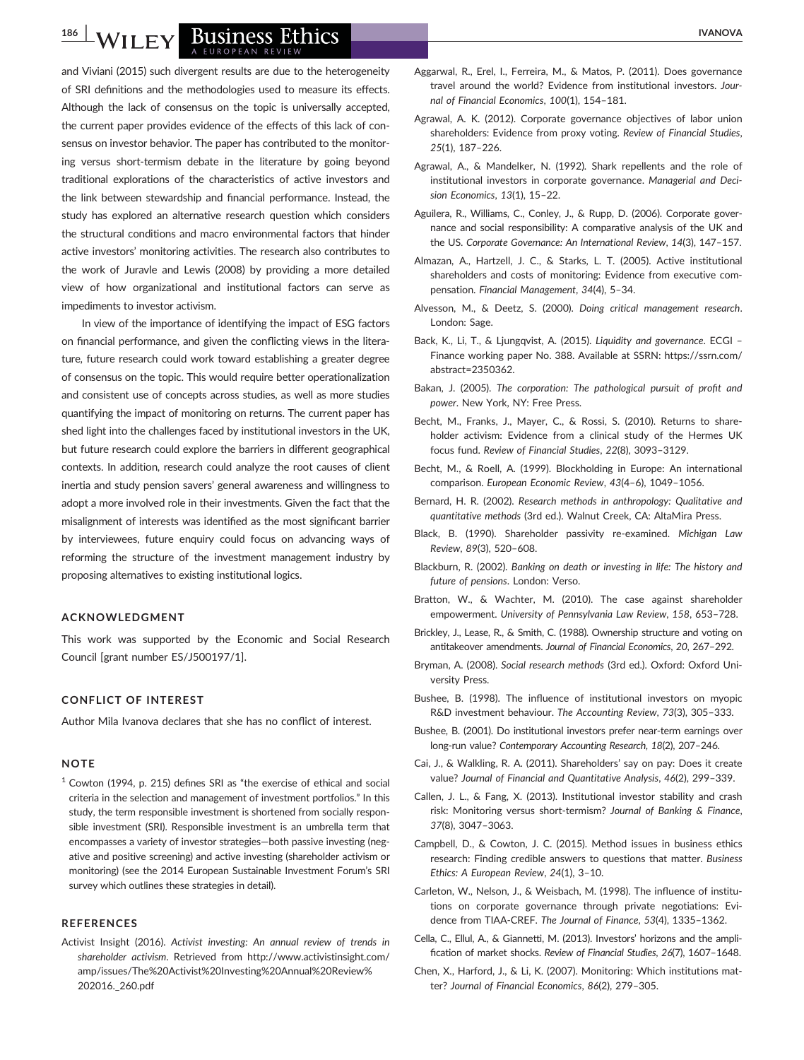and Viviani (2015) such divergent results are due to the heterogeneity of SRI definitions and the methodologies used to measure its effects. Although the lack of consensus on the topic is universally accepted, the current paper provides evidence of the effects of this lack of consensus on investor behavior. The paper has contributed to the monitoring versus short-termism debate in the literature by going beyond traditional explorations of the characteristics of active investors and the link between stewardship and financial performance. Instead, the study has explored an alternative research question which considers the structural conditions and macro environmental factors that hinder active investors' monitoring activities. The research also contributes to the work of Juravle and Lewis (2008) by providing a more detailed view of how organizational and institutional factors can serve as impediments to investor activism.

In view of the importance of identifying the impact of ESG factors on financial performance, and given the conflicting views in the literature, future research could work toward establishing a greater degree of consensus on the topic. This would require better operationalization and consistent use of concepts across studies, as well as more studies quantifying the impact of monitoring on returns. The current paper has shed light into the challenges faced by institutional investors in the UK, but future research could explore the barriers in different geographical contexts. In addition, research could analyze the root causes of client inertia and study pension savers' general awareness and willingness to adopt a more involved role in their investments. Given the fact that the misalignment of interests was identified as the most significant barrier by interviewees, future enquiry could focus on advancing ways of reforming the structure of the investment management industry by proposing alternatives to existing institutional logics.

## ACKNOWLEDGMENT

This work was supported by the Economic and Social Research Council [grant number ES/J500197/1].

## CONFLICT OF INTEREST

Author Mila Ivanova declares that she has no conflict of interest.

## NOTE

[1] Cowton (1994, p. 215) defines SRI as "the exercise of ethical and social criteria in the selection and management of investment portfolios." In this study, the term responsible investment is shortened from socially responsible investment (SRI). Responsible investment is an umbrella term that encompasses a variety of investor strategies—both passive investing (negative and positive screening) and active investing (shareholder activism or monitoring) (see the 2014 European Sustainable Investment Forum's SRI survey which outlines these strategies in detail).

## REFERENCES

Activist Insight (2016). *Activist investing: An annual review of trends in shareholder activism*. Retrieved from http://www.activistinsight.com/amp/issues/The%20Activist%20Investing%20Annual%20Review%202016._260.pdf

Aggarwal, R., Erel, I., Ferreira, M., & Matos, P. (2011). Does governance travel around the world? Evidence from institutional investors. *Journal of Financial Economics*, *100*(1), 154–181.

Agrawal, A. K. (2012). Corporate governance objectives of labor union shareholders: Evidence from proxy voting. *Review of Financial Studies*, *25*(1), 187–226.

Agrawal, A., & Mandelker, N. (1992). Shark repellents and the role of institutional investors in corporate governance. *Managerial and Decision Economics*, *13*(1), 15–22.

Aguilera, R., Williams, C., Conley, J., & Rupp, D. (2006). Corporate governance and social responsibility: A comparative analysis of the UK and the US. *Corporate Governance: An International Review*, *14*(3), 147–157.

Almazan, A., Hartzell, J. C., & Starks, L. T. (2005). Active institutional shareholders and costs of monitoring: Evidence from executive compensation. *Financial Management*, *34*(4), 5–34.

Alvesson, M., & Deetz, S. (2000). *Doing critical management research*. London: Sage.

Back, K., Li, T., & Ljungqvist, A. (2015). *Liquidity and governance*. ECGI – Finance working paper No. 388. Available at SSRN: https://ssrn.com/abstract=2350362.

Bakan, J. (2005). *The corporation: The pathological pursuit of profit and power*. New York, NY: Free Press.

Becht, M., Franks, J., Mayer, C., & Rossi, S. (2010). Returns to shareholder activism: Evidence from a clinical study of the Hermes UK focus fund. *Review of Financial Studies*, *22*(8), 3093–3129.

Becht, M., & Roell, A. (1999). Blockholding in Europe: An international comparison. *European Economic Review*, *43*(4–6), 1049–1056.

Bernard, H. R. (2002). *Research methods in anthropology: Qualitative and quantitative methods* (3rd ed.). Walnut Creek, CA: AltaMira Press.

Black, B. (1990). Shareholder passivity re-examined. *Michigan Law Review*, *89*(3), 520–608.

Blackburn, R. (2002). *Banking on death or investing in life: The history and future of pensions*. London: Verso.

Bratton, W., & Wachter, M. (2010). The case against shareholder empowerment. *University of Pennsylvania Law Review*, *158*, 653–728.

Brickley, J., Lease, R., & Smith, C. (1988). Ownership structure and voting on antitakeover amendments. *Journal of Financial Economics*, *20*, 267–292.

Bryman, A. (2008). *Social research methods* (3rd ed.). Oxford: Oxford University Press.

Bushee, B. (1998). The influence of institutional investors on myopic R&D investment behaviour. *The Accounting Review*, *73*(3), 305–333.

Bushee, B. (2001). Do institutional investors prefer near-term earnings over long-run value? *Contemporary Accounting Research*, *18*(2), 207–246.

Cai, J., & Walkling, R. A. (2011). Shareholders' say on pay: Does it create value? *Journal of Financial and Quantitative Analysis*, *46*(2), 299–339.

Callen, J. L., & Fang, X. (2013). Institutional investor stability and crash risk: Monitoring versus short-termism? *Journal of Banking & Finance*, *37*(8), 3047–3063.

Campbell, D., & Cowton, J. C. (2015). Method issues in business ethics research: Finding credible answers to questions that matter. *Business Ethics: A European Review*, *24*(1), 3–10.

Carleton, W., Nelson, J., & Weisbach, M. (1998). The influence of institutions on corporate governance through private negotiations: Evidence from TIAA-CREF. *The Journal of Finance*, *53*(4), 1335–1362.

Cella, C., Ellul, A., & Giannetti, M. (2013). Investors' horizons and the amplification of market shocks. *Review of Financial Studies*, *26*(7), 1607–1648.

Chen, X., Harford, J., & Li, K. (2007). Monitoring: Which institutions matter? *Journal of Financial Economics*, *86*(2), 279–305.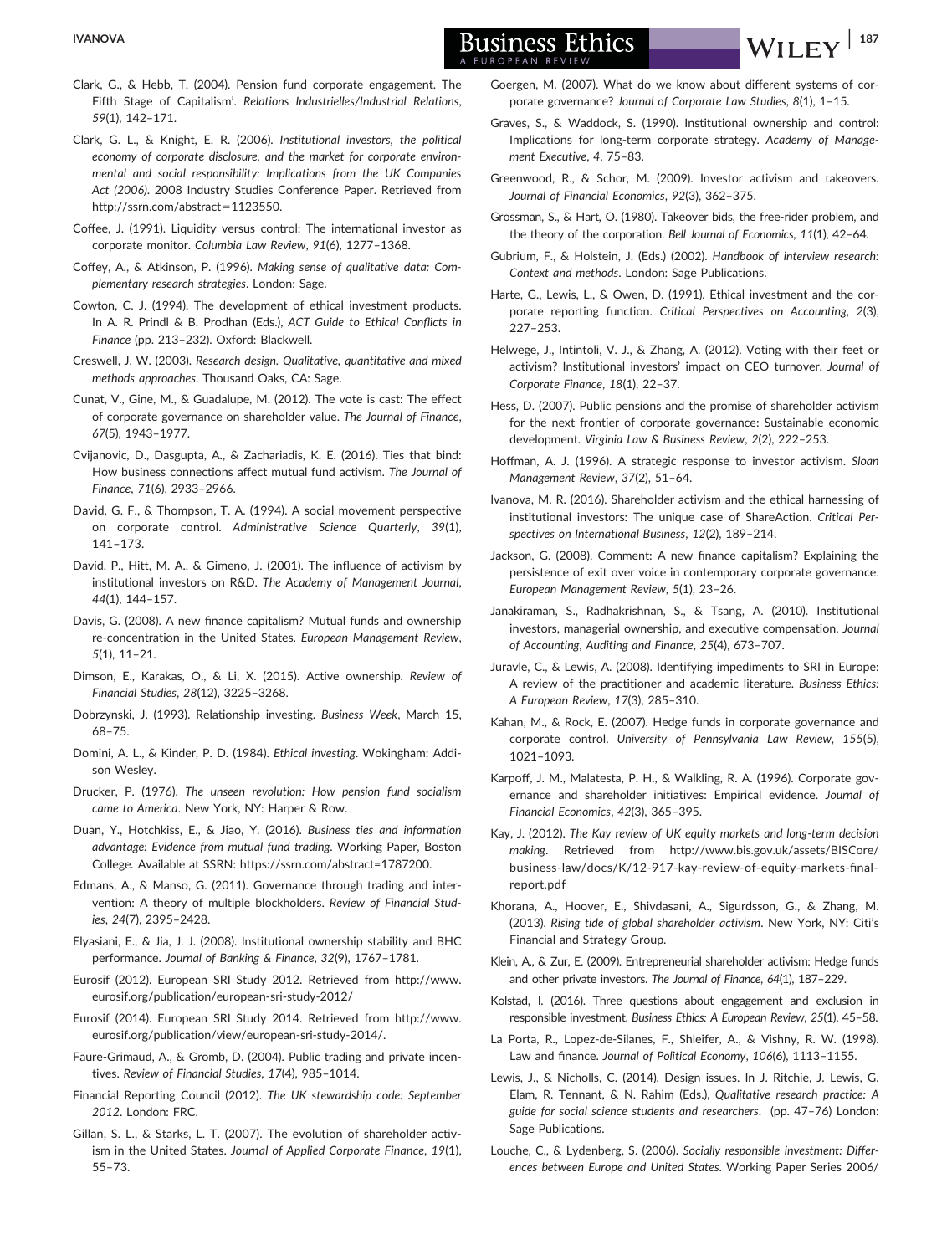Clark, G., & Hebb, T. (2004). Pension fund corporate engagement. The Fifth Stage of Capitalism'. *Relations Industrielles/Industrial Relations*, *59*(1), 142–171.

Clark, G. L., & Knight, E. R. (2006). *Institutional investors, the political economy of corporate disclosure, and the market for corporate environmental and social responsibility: Implications from the UK Companies Act (2006)*. 2008 Industry Studies Conference Paper. Retrieved from http://ssrn.com/abstract=1123550.

Coffee, J. (1991). Liquidity versus control: The international investor as corporate monitor. *Columbia Law Review*, *91*(6), 1277–1368.

Coffey, A., & Atkinson, P. (1996). *Making sense of qualitative data: Complementary research strategies*. London: Sage.

Cowton, C. J. (1994). The development of ethical investment products. In A. R. Prindl & B. Prodhan (Eds.), *ACT Guide to Ethical Conflicts in Finance* (pp. 213–232). Oxford: Blackwell.

Creswell, J. W. (2003). *Research design. Qualitative, quantitative and mixed methods approaches*. Thousand Oaks, CA: Sage.

Cunat, V., Gine, M., & Guadalupe, M. (2012). The vote is cast: The effect of corporate governance on shareholder value. *The Journal of Finance*, *67*(5), 1943–1977.

Cvijanovic, D., Dasgupta, A., & Zachariadis, K. E. (2016). Ties that bind: How business connections affect mutual fund activism. *The Journal of Finance*, *71*(6), 2933–2966.

David, G. F., & Thompson, T. A. (1994). A social movement perspective on corporate control. *Administrative Science Quarterly*, *39*(1), 141–173.

David, P., Hitt, M. A., & Gimeno, J. (2001). The influence of activism by institutional investors on R&D. *The Academy of Management Journal*, *44*(1), 144–157.

Davis, G. (2008). A new finance capitalism? Mutual funds and ownership re-concentration in the United States. *European Management Review*, *5*(1), 11–21.

Dimson, E., Karakas, O., & Li, X. (2015). Active ownership. *Review of Financial Studies*, *28*(12), 3225–3268.

Dobrzynski, J. (1993). Relationship investing. *Business Week*, March 15, 68–75.

Domini, A. L., & Kinder, P. D. (1984). *Ethical investing*. Wokingham: Addison Wesley.

Drucker, P. (1976). *The unseen revolution: How pension fund socialism came to America*. New York, NY: Harper & Row.

Duan, Y., Hotchkiss, E., & Jiao, Y. (2016). *Business ties and information advantage: Evidence from mutual fund trading*. Working Paper, Boston College. Available at SSRN: https://ssrn.com/abstract=1787200.

Edmans, A., & Manso, G. (2011). Governance through trading and intervention: A theory of multiple blockholders. *Review of Financial Studies*, *24*(7), 2395–2428.

Elyasiani, E., & Jia, J. J. (2008). Institutional ownership stability and BHC performance. *Journal of Banking & Finance*, *32*(9), 1767–1781.

Eurosif (2012). European SRI Study 2012. Retrieved from http://www.eurosif.org/publication/european-sri-study-2012/

Eurosif (2014). European SRI Study 2014. Retrieved from http://www.eurosif.org/publication/view/european-sri-study-2014/.

Faure-Grimaud, A., & Gromb, D. (2004). Public trading and private incentives. *Review of Financial Studies*, *17*(4), 985–1014.

Financial Reporting Council (2012). *The UK stewardship code: September 2012*. London: FRC.

Gillan, S. L., & Starks, L. T. (2007). The evolution of shareholder activism in the United States. *Journal of Applied Corporate Finance*, *19*(1), 55–73.

Goergen, M. (2007). What do we know about different systems of corporate governance? *Journal of Corporate Law Studies*, *8*(1), 1–15.

Graves, S., & Waddock, S. (1990). Institutional ownership and control: Implications for long-term corporate strategy. *Academy of Management Executive*, *4*, 75–83.

Greenwood, R., & Schor, M. (2009). Investor activism and takeovers. *Journal of Financial Economics*, *92*(3), 362–375.

Grossman, S., & Hart, O. (1980). Takeover bids, the free-rider problem, and the theory of the corporation. *Bell Journal of Economics*, *11*(1), 42–64.

Gubrium, F., & Holstein, J. (Eds.) (2002). *Handbook of interview research: Context and methods*. London: Sage Publications.

Harte, G., Lewis, L., & Owen, D. (1991). Ethical investment and the corporate reporting function. *Critical Perspectives on Accounting*, *2*(3), 227–253.

Helwege, J., Intintoli, V. J., & Zhang, A. (2012). Voting with their feet or activism? Institutional investors' impact on CEO turnover. *Journal of Corporate Finance*, *18*(1), 22–37.

Hess, D. (2007). Public pensions and the promise of shareholder activism for the next frontier of corporate governance: Sustainable economic development. *Virginia Law & Business Review*, *2*(2), 222–253.

Hoffman, A. J. (1996). A strategic response to investor activism. *Sloan Management Review*, *37*(2), 51–64.

Ivanova, M. R. (2016). Shareholder activism and the ethical harnessing of institutional investors: The unique case of ShareAction. *Critical Perspectives on International Business*, *12*(2), 189–214.

Jackson, G. (2008). Comment: A new finance capitalism? Explaining the persistence of exit over voice in contemporary corporate governance. *European Management Review*, *5*(1), 23–26.

Janakiraman, S., Radhakrishnan, S., & Tsang, A. (2010). Institutional investors, managerial ownership, and executive compensation. *Journal of Accounting, Auditing and Finance*, *25*(4), 673–707.

Juravle, C., & Lewis, A. (2008). Identifying impediments to SRI in Europe: A review of the practitioner and academic literature. *Business Ethics: A European Review*, *17*(3), 285–310.

Kahan, M., & Rock, E. (2007). Hedge funds in corporate governance and corporate control. *University of Pennsylvania Law Review*, *155*(5), 1021–1093.

Karpoff, J. M., Malatesta, P. H., & Walkling, R. A. (1996). Corporate governance and shareholder initiatives: Empirical evidence. *Journal of Financial Economics*, *42*(3), 365–395.

Kay, J. (2012). *The Kay review of UK equity markets and long-term decision making*. Retrieved from http://www.bis.gov.uk/assets/BISCore/business-law/docs/K/12-917-kay-review-of-equity-markets-final-report.pdf

Khorana, A., Hoover, E., Shivdasani, A., Sigurdsson, G., & Zhang, M. (2013). *Rising tide of global shareholder activism*. New York, NY: Citi's Financial and Strategy Group.

Klein, A., & Zur, E. (2009). Entrepreneurial shareholder activism: Hedge funds and other private investors. *The Journal of Finance*, *64*(1), 187–229.

Kolstad, I. (2016). Three questions about engagement and exclusion in responsible investment. *Business Ethics: A European Review*, *25*(1), 45–58.

La Porta, R., Lopez-de-Silanes, F., Shleifer, A., & Vishny, R. W. (1998). Law and finance. *Journal of Political Economy*, *106*(6), 1113–1155.

Lewis, J., & Nicholls, C. (2014). Design issues. In J. Ritchie, J. Lewis, G. Elam, R. Tennant, & N. Rahim (Eds.), *Qualitative research practice: A guide for social science students and researchers*. (pp. 47–76) London: Sage Publications.

Louche, C., & Lydenberg, S. (2006). *Socially responsible investment: Differences between Europe and United States*. Working Paper Series 2006/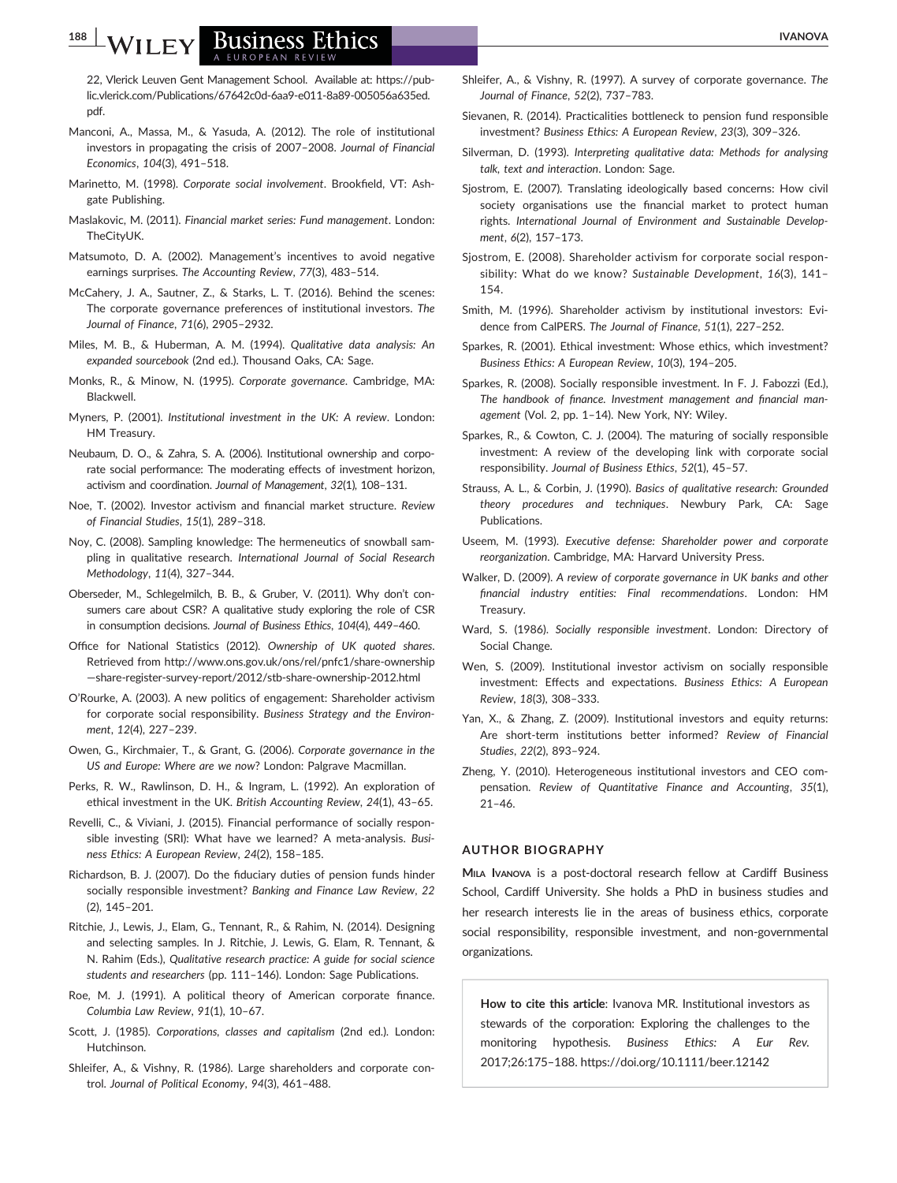22, Vlerick Leuven Gent Management School. Available at: https://public.vlerick.com/Publications/67642c0d-6aa9-e011-8a89-005056a635ed.pdf.

Manconi, A., Massa, M., & Yasuda, A. (2012). The role of institutional investors in propagating the crisis of 2007–2008. *Journal of Financial Economics*, *104*(3), 491–518.

Marinetto, M. (1998). *Corporate social involvement*. Brookfield, VT: Ashgate Publishing.

Maslakovic, M. (2011). *Financial market series: Fund management*. London: TheCityUK.

Matsumoto, D. A. (2002). Management's incentives to avoid negative earnings surprises. *The Accounting Review*, *77*(3), 483–514.

McCahery, J. A., Sautner, Z., & Starks, L. T. (2016). Behind the scenes: The corporate governance preferences of institutional investors. *The Journal of Finance*, *71*(6), 2905–2932.

Miles, M. B., & Huberman, A. M. (1994). *Qualitative data analysis: An expanded sourcebook* (2nd ed.). Thousand Oaks, CA: Sage.

Monks, R., & Minow, N. (1995). *Corporate governance*. Cambridge, MA: Blackwell.

Myners, P. (2001). *Institutional investment in the UK: A review*. London: HM Treasury.

Neubaum, D. O., & Zahra, S. A. (2006). Institutional ownership and corporate social performance: The moderating effects of investment horizon, activism and coordination. *Journal of Management*, *32*(1), 108–131.

Noe, T. (2002). Investor activism and financial market structure. *Review of Financial Studies*, *15*(1), 289–318.

Noy, C. (2008). Sampling knowledge: The hermeneutics of snowball sampling in qualitative research. *International Journal of Social Research Methodology*, *11*(4), 327–344.

Oberseder, M., Schlegelmilch, B. B., & Gruber, V. (2011). Why don't consumers care about CSR? A qualitative study exploring the role of CSR in consumption decisions. *Journal of Business Ethics*, *104*(4), 449–460.

Office for National Statistics (2012). *Ownership of UK quoted shares*. Retrieved from http://www.ons.gov.uk/ons/rel/pnfc1/share-ownership—share-register-survey-report/2012/stb-share-ownership-2012.html

O'Rourke, A. (2003). A new politics of engagement: Shareholder activism for corporate social responsibility. *Business Strategy and the Environment*, *12*(4), 227–239.

Owen, G., Kirchmaier, T., & Grant, G. (2006). *Corporate governance in the US and Europe: Where are we now?* London: Palgrave Macmillan.

Perks, R. W., Rawlinson, D. H., & Ingram, L. (1992). An exploration of ethical investment in the UK. *British Accounting Review*, *24*(1), 43–65.

Revelli, C., & Viviani, J. (2015). Financial performance of socially responsible investing (SRI): What have we learned? A meta-analysis. *Business Ethics: A European Review*, *24*(2), 158–185.

Richardson, B. J. (2007). Do the fiduciary duties of pension funds hinder socially responsible investment? *Banking and Finance Law Review*, *22*(2), 145–201.

Ritchie, J., Lewis, J., Elam, G., Tennant, R., & Rahim, N. (2014). Designing and selecting samples. In J. Ritchie, J. Lewis, G. Elam, R. Tennant, & N. Rahim (Eds.), *Qualitative research practice: A guide for social science students and researchers* (pp. 111–146). London: Sage Publications.

Roe, M. J. (1991). A political theory of American corporate finance. *Columbia Law Review*, *91*(1), 10–67.

Scott, J. (1985). *Corporations, classes and capitalism* (2nd ed.). London: Hutchinson.

Shleifer, A., & Vishny, R. (1986). Large shareholders and corporate control. *Journal of Political Economy*, *94*(3), 461–488.

Shleifer, A., & Vishny, R. (1997). A survey of corporate governance. *The Journal of Finance*, *52*(2), 737–783.

Sievanen, R. (2014). Practicalities bottleneck to pension fund responsible investment? *Business Ethics: A European Review*, *23*(3), 309–326.

Silverman, D. (1993). *Interpreting qualitative data: Methods for analysing talk, text and interaction*. London: Sage.

Sjostrom, E. (2007). Translating ideologically based concerns: How civil society organisations use the financial market to protect human rights. *International Journal of Environment and Sustainable Development*, *6*(2), 157–173.

Sjostrom, E. (2008). Shareholder activism for corporate social responsibility: What do we know? *Sustainable Development*, *16*(3), 141–154.

Smith, M. (1996). Shareholder activism by institutional investors: Evidence from CalPERS. *The Journal of Finance*, *51*(1), 227–252.

Sparkes, R. (2001). Ethical investment: Whose ethics, which investment? *Business Ethics: A European Review*, *10*(3), 194–205.

Sparkes, R. (2008). Socially responsible investment. In F. J. Fabozzi (Ed.), *The handbook of finance. Investment management and financial management* (Vol. 2, pp. 1–14). New York, NY: Wiley.

Sparkes, R., & Cowton, C. J. (2004). The maturing of socially responsible investment: A review of the developing link with corporate social responsibility. *Journal of Business Ethics*, *52*(1), 45–57.

Strauss, A. L., & Corbin, J. (1990). *Basics of qualitative research: Grounded theory procedures and techniques*. Newbury Park, CA: Sage Publications.

Useem, M. (1993). *Executive defense: Shareholder power and corporate reorganization*. Cambridge, MA: Harvard University Press.

Walker, D. (2009). *A review of corporate governance in UK banks and other financial industry entities: Final recommendations*. London: HM Treasury.

Ward, S. (1986). *Socially responsible investment*. London: Directory of Social Change.

Wen, S. (2009). Institutional investor activism on socially responsible investment: Effects and expectations. *Business Ethics: A European Review*, *18*(3), 308–333.

Yan, X., & Zhang, Z. (2009). Institutional investors and equity returns: Are short-term institutions better informed? *Review of Financial Studies*, *22*(2), 893–924.

Zheng, Y. (2010). Heterogeneous institutional investors and CEO compensation. *Review of Quantitative Finance and Accounting*, *35*(1), 21–46.

## AUTHOR BIOGRAPHY

**Mila Ivanova** is a post-doctoral research fellow at Cardiff Business School, Cardiff University. She holds a PhD in business studies and her research interests lie in the areas of business ethics, corporate social responsibility, responsible investment, and non-governmental organizations.

**How to cite this article**: Ivanova MR. Institutional investors as stewards of the corporation: Exploring the challenges to the monitoring hypothesis. *Business Ethics: A Eur Rev.* 2017;26:175–188. https://doi.org/10.1111/beer.12142